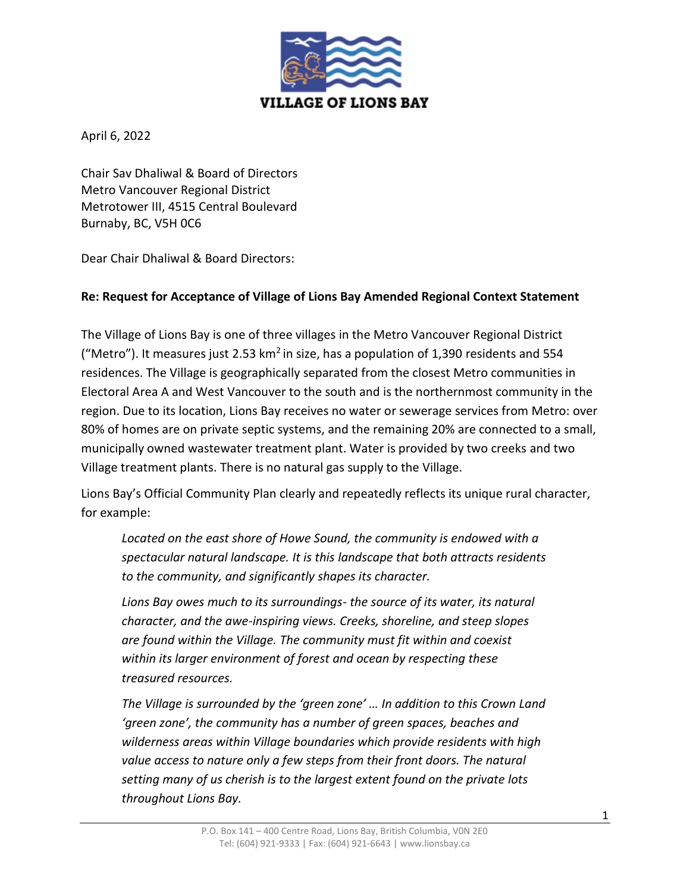VILLAGE OF LIONS BAY

April 6, 2022

Chair Sav Dhaliwal & Board of Directors
Metro Vancouver Regional District
Metrotower III, 4515 Central Boulevard
Burnaby, BC, V5H 0C6

Dear Chair Dhaliwal & Board Directors:

**Re: Request for Acceptance of Village of Lions Bay Amended Regional Context Statement**

The Village of Lions Bay is one of three villages in the Metro Vancouver Regional District ("Metro"). It measures just 2.53 $km^2$ in size, has a population of 1,390 residents and 554 residences. The Village is geographically separated from the closest Metro communities in Electoral Area A and West Vancouver to the south and is the northernmost community in the region. Due to its location, Lions Bay receives no water or sewerage services from Metro: over 80% of homes are on private septic systems, and the remaining 20% are connected to a small, municipally owned wastewater treatment plant. Water is provided by two creeks and two Village treatment plants. There is no natural gas supply to the Village.

Lions Bay's Official Community Plan clearly and repeatedly reflects its unique rural character, for example:

> *Located on the east shore of Howe Sound, the community is endowed with a spectacular natural landscape. It is this landscape that both attracts residents to the community, and significantly shapes its character.*
>
> *Lions Bay owes much to its surroundings- the source of its water, its natural character, and the awe-inspiring views. Creeks, shoreline, and steep slopes are found within the Village. The community must fit within and coexist within its larger environment of forest and ocean by respecting these treasured resources.*
>
> *The Village is surrounded by the 'green zone' … In addition to this Crown Land 'green zone', the community has a number of green spaces, beaches and wilderness areas within Village boundaries which provide residents with high value access to nature only a few steps from their front doors. The natural setting many of us cherish is to the largest extent found on the private lots throughout Lions Bay.*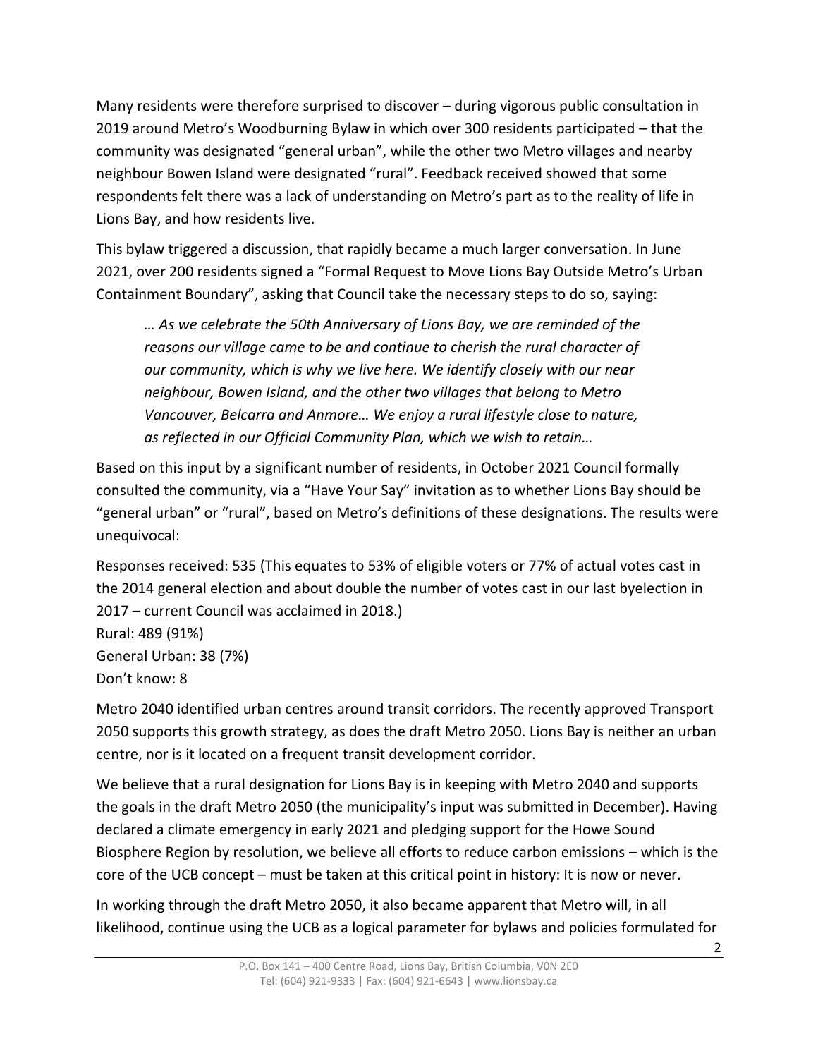Many residents were therefore surprised to discover – during vigorous public consultation in 2019 around Metro's Woodburning Bylaw in which over 300 residents participated – that the community was designated "general urban", while the other two Metro villages and nearby neighbour Bowen Island were designated "rural". Feedback received showed that some respondents felt there was a lack of understanding on Metro's part as to the reality of life in Lions Bay, and how residents live.

This bylaw triggered a discussion, that rapidly became a much larger conversation. In June 2021, over 200 residents signed a "Formal Request to Move Lions Bay Outside Metro's Urban Containment Boundary", asking that Council take the necessary steps to do so, saying:

> *… As we celebrate the 50th Anniversary of Lions Bay, we are reminded of the reasons our village came to be and continue to cherish the rural character of our community, which is why we live here. We identify closely with our near neighbour, Bowen Island, and the other two villages that belong to Metro Vancouver, Belcarra and Anmore… We enjoy a rural lifestyle close to nature, as reflected in our Official Community Plan, which we wish to retain…*

Based on this input by a significant number of residents, in October 2021 Council formally consulted the community, via a "Have Your Say" invitation as to whether Lions Bay should be "general urban" or "rural", based on Metro's definitions of these designations. The results were unequivocal:

Responses received: 535 (This equates to 53% of eligible voters or 77% of actual votes cast in the 2014 general election and about double the number of votes cast in our last byelection in 2017 – current Council was acclaimed in 2018.)
Rural: 489 (91%)
General Urban: 38 (7%)
Don't know: 8

Metro 2040 identified urban centres around transit corridors. The recently approved Transport 2050 supports this growth strategy, as does the draft Metro 2050. Lions Bay is neither an urban centre, nor is it located on a frequent transit development corridor.

We believe that a rural designation for Lions Bay is in keeping with Metro 2040 and supports the goals in the draft Metro 2050 (the municipality's input was submitted in December). Having declared a climate emergency in early 2021 and pledging support for the Howe Sound Biosphere Region by resolution, we believe all efforts to reduce carbon emissions – which is the core of the UCB concept – must be taken at this critical point in history: It is now or never.

In working through the draft Metro 2050, it also became apparent that Metro will, in all likelihood, continue using the UCB as a logical parameter for bylaws and policies formulated for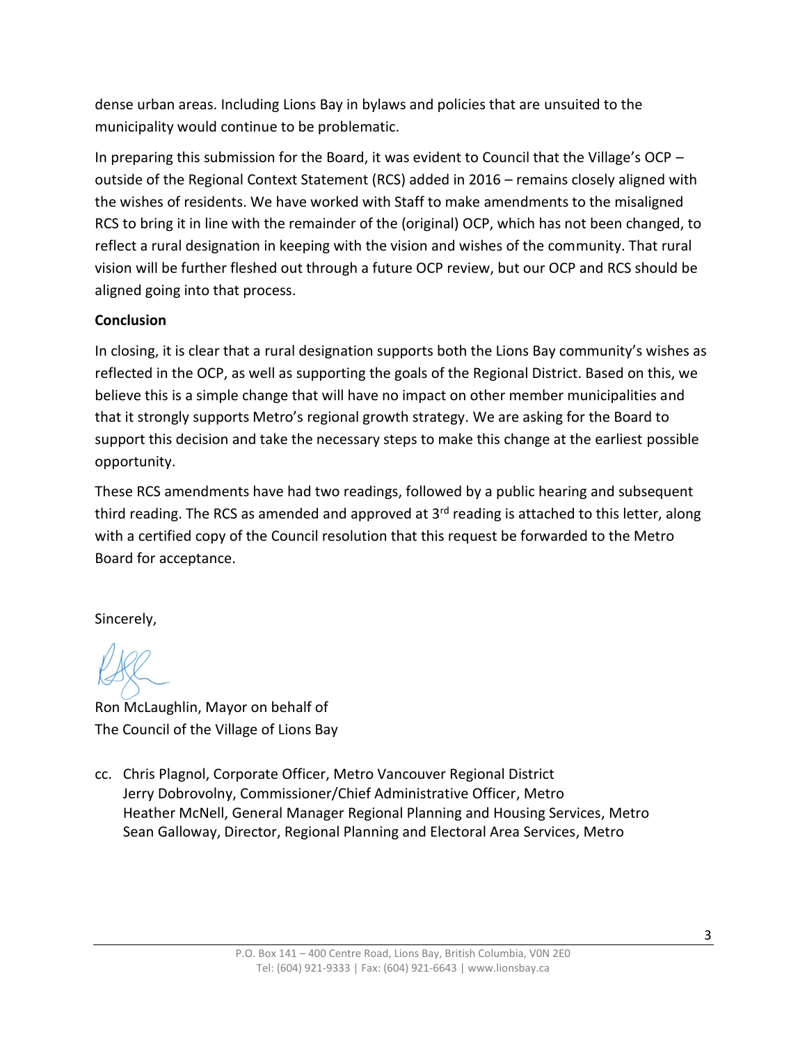dense urban areas. Including Lions Bay in bylaws and policies that are unsuited to the municipality would continue to be problematic.

In preparing this submission for the Board, it was evident to Council that the Village's OCP – outside of the Regional Context Statement (RCS) added in 2016 – remains closely aligned with the wishes of residents. We have worked with Staff to make amendments to the misaligned RCS to bring it in line with the remainder of the (original) OCP, which has not been changed, to reflect a rural designation in keeping with the vision and wishes of the community. That rural vision will be further fleshed out through a future OCP review, but our OCP and RCS should be aligned going into that process.

**Conclusion**

In closing, it is clear that a rural designation supports both the Lions Bay community's wishes as reflected in the OCP, as well as supporting the goals of the Regional District. Based on this, we believe this is a simple change that will have no impact on other member municipalities and that it strongly supports Metro's regional growth strategy. We are asking for the Board to support this decision and take the necessary steps to make this change at the earliest possible opportunity.

These RCS amendments have had two readings, followed by a public hearing and subsequent third reading. The RCS as amended and approved at 3rd reading is attached to this letter, along with a certified copy of the Council resolution that this request be forwarded to the Metro Board for acceptance.

Sincerely,

Ron McLaughlin, Mayor on behalf of
The Council of the Village of Lions Bay

cc. Chris Plagnol, Corporate Officer, Metro Vancouver Regional District
Jerry Dobrovolny, Commissioner/Chief Administrative Officer, Metro
Heather McNell, General Manager Regional Planning and Housing Services, Metro
Sean Galloway, Director, Regional Planning and Electoral Area Services, Metro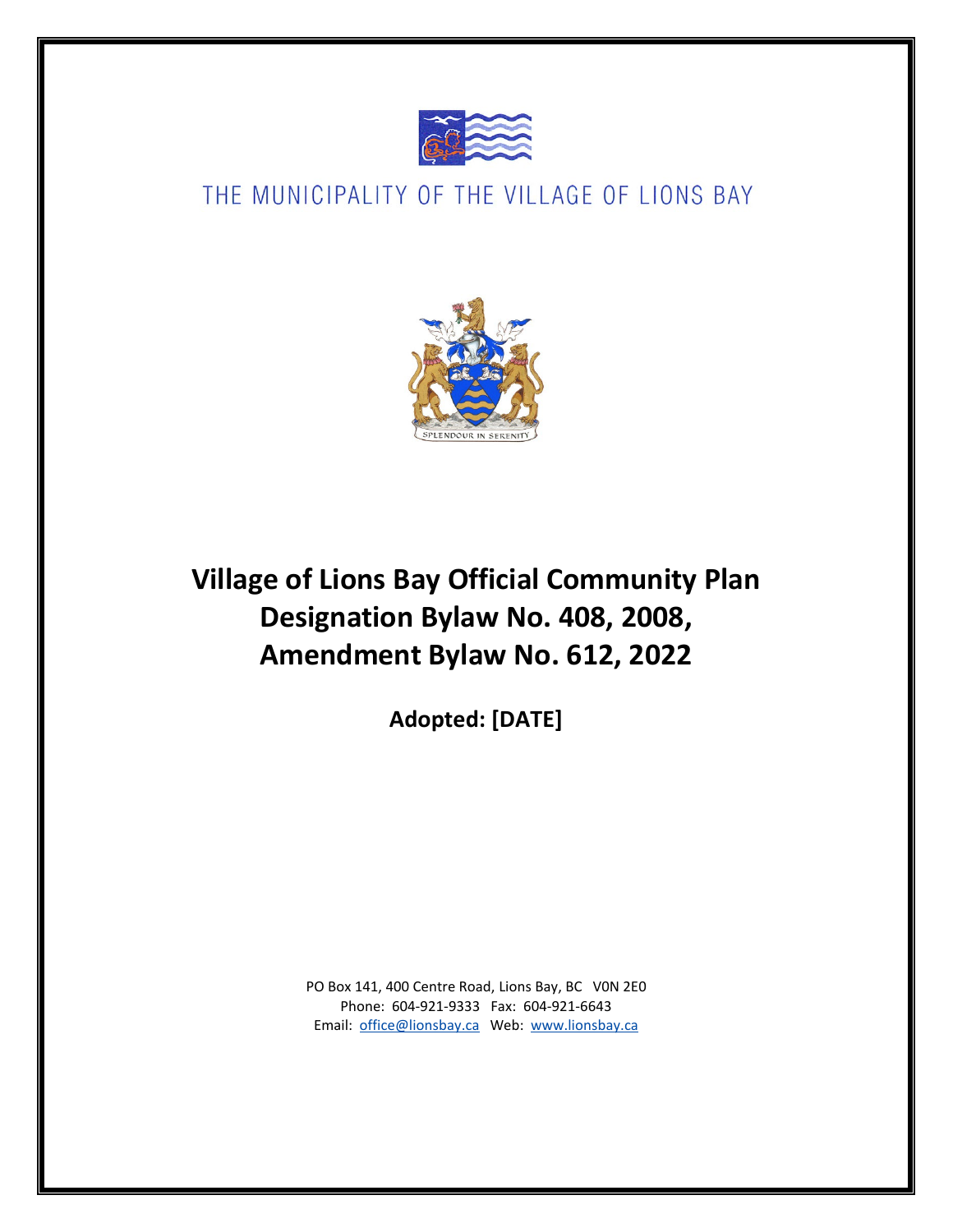THE MUNICIPALITY OF THE VILLAGE OF LIONS BAY

SPLENDOUR IN SERENITY

# Village of Lions Bay Official Community Plan Designation Bylaw No. 408, 2008, Amendment Bylaw No. 612, 2022

**Adopted: [DATE]**

PO Box 141, 400 Centre Road, Lions Bay, BC V0N 2E0
Phone: 604-921-9333 Fax: 604-921-6643
Email: office@lionsbay.ca Web: www.lionsbay.ca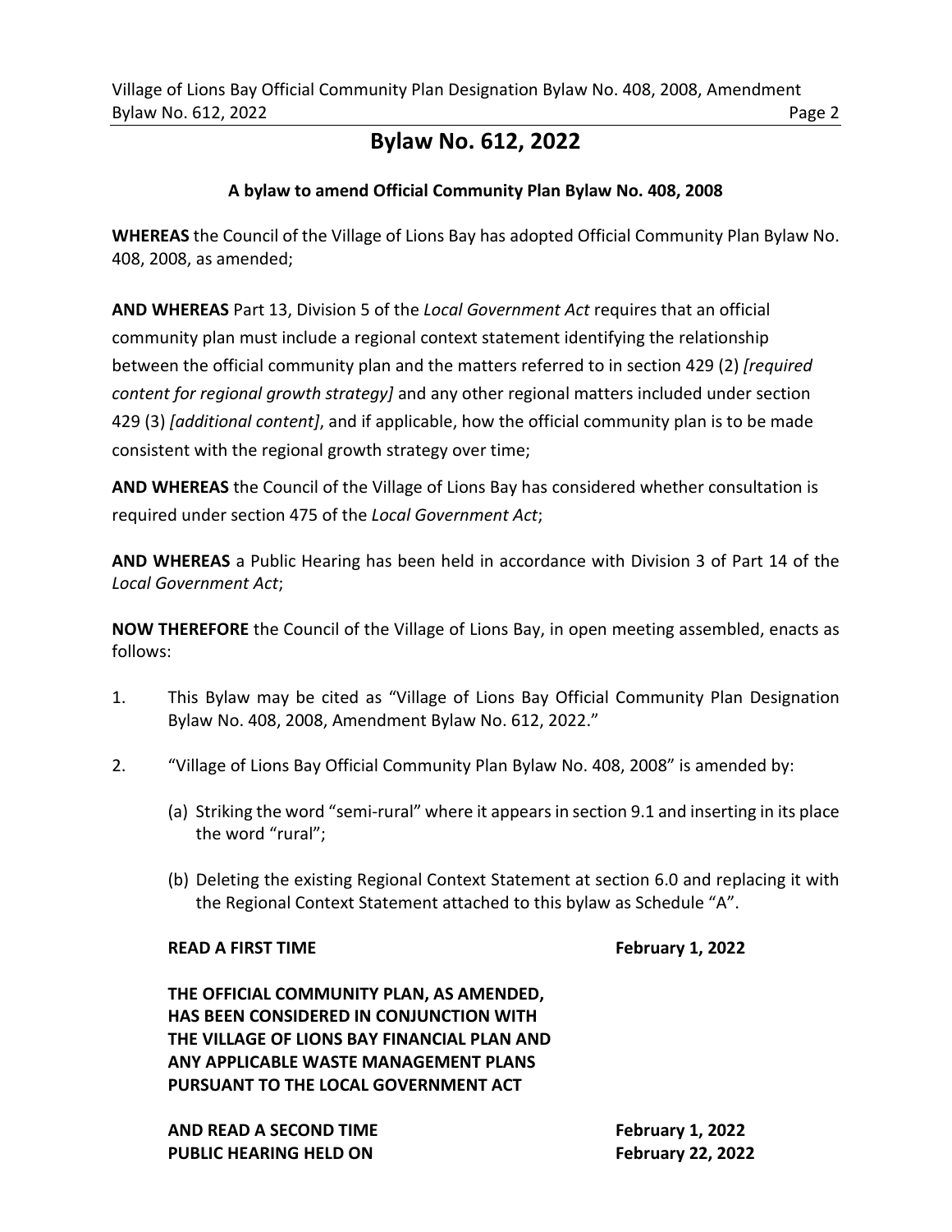# Bylaw No. 612, 2022

### A bylaw to amend Official Community Plan Bylaw No. 408, 2008

**WHEREAS** the Council of the Village of Lions Bay has adopted Official Community Plan Bylaw No. 408, 2008, as amended;

**AND WHEREAS** Part 13, Division 5 of the *Local Government Act* requires that an official community plan must include a regional context statement identifying the relationship between the official community plan and the matters referred to in section 429 (2) *[required content for regional growth strategy]* and any other regional matters included under section 429 (3) *[additional content]*, and if applicable, how the official community plan is to be made consistent with the regional growth strategy over time;

**AND WHEREAS** the Council of the Village of Lions Bay has considered whether consultation is required under section 475 of the *Local Government Act*;

**AND WHEREAS** a Public Hearing has been held in accordance with Division 3 of Part 14 of the *Local Government Act*;

**NOW THEREFORE** the Council of the Village of Lions Bay, in open meeting assembled, enacts as follows:

1. This Bylaw may be cited as "Village of Lions Bay Official Community Plan Designation Bylaw No. 408, 2008, Amendment Bylaw No. 612, 2022."

2. "Village of Lions Bay Official Community Plan Bylaw No. 408, 2008" is amended by:

   (a) Striking the word "semi-rural" where it appears in section 9.1 and inserting in its place the word "rural";

   (b) Deleting the existing Regional Context Statement at section 6.0 and replacing it with the Regional Context Statement attached to this bylaw as Schedule "A".

**READ A FIRST TIME** **February 1, 2022**

**THE OFFICIAL COMMUNITY PLAN, AS AMENDED, HAS BEEN CONSIDERED IN CONJUNCTION WITH THE VILLAGE OF LIONS BAY FINANCIAL PLAN AND ANY APPLICABLE WASTE MANAGEMENT PLANS PURSUANT TO THE LOCAL GOVERNMENT ACT**

**AND READ A SECOND TIME** **February 1, 2022**

**PUBLIC HEARING HELD ON** **February 22, 2022**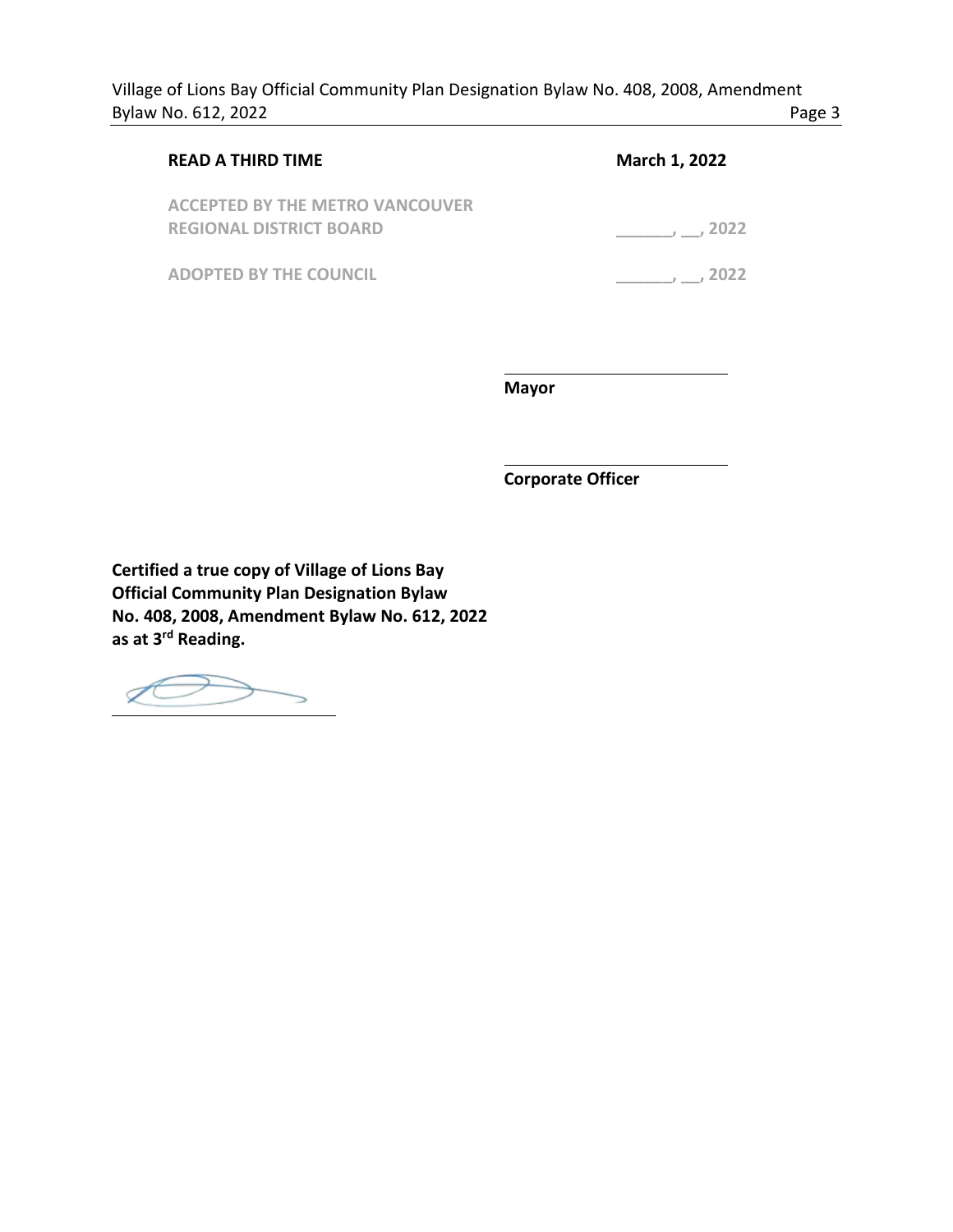| | |
|---|---|
| **READ A THIRD TIME** | **March 1, 2022** |
| **ACCEPTED BY THE METRO VANCOUVER REGIONAL DISTRICT BOARD** | **______, __, 2022** |
| **ADOPTED BY THE COUNCIL** | **______, __, 2022** |

______________________
**Mayor**

______________________
**Corporate Officer**

**Certified a true copy of Village of Lions Bay Official Community Plan Designation Bylaw No. 408, 2008, Amendment Bylaw No. 612, 2022 as at 3rd Reading.**

______________________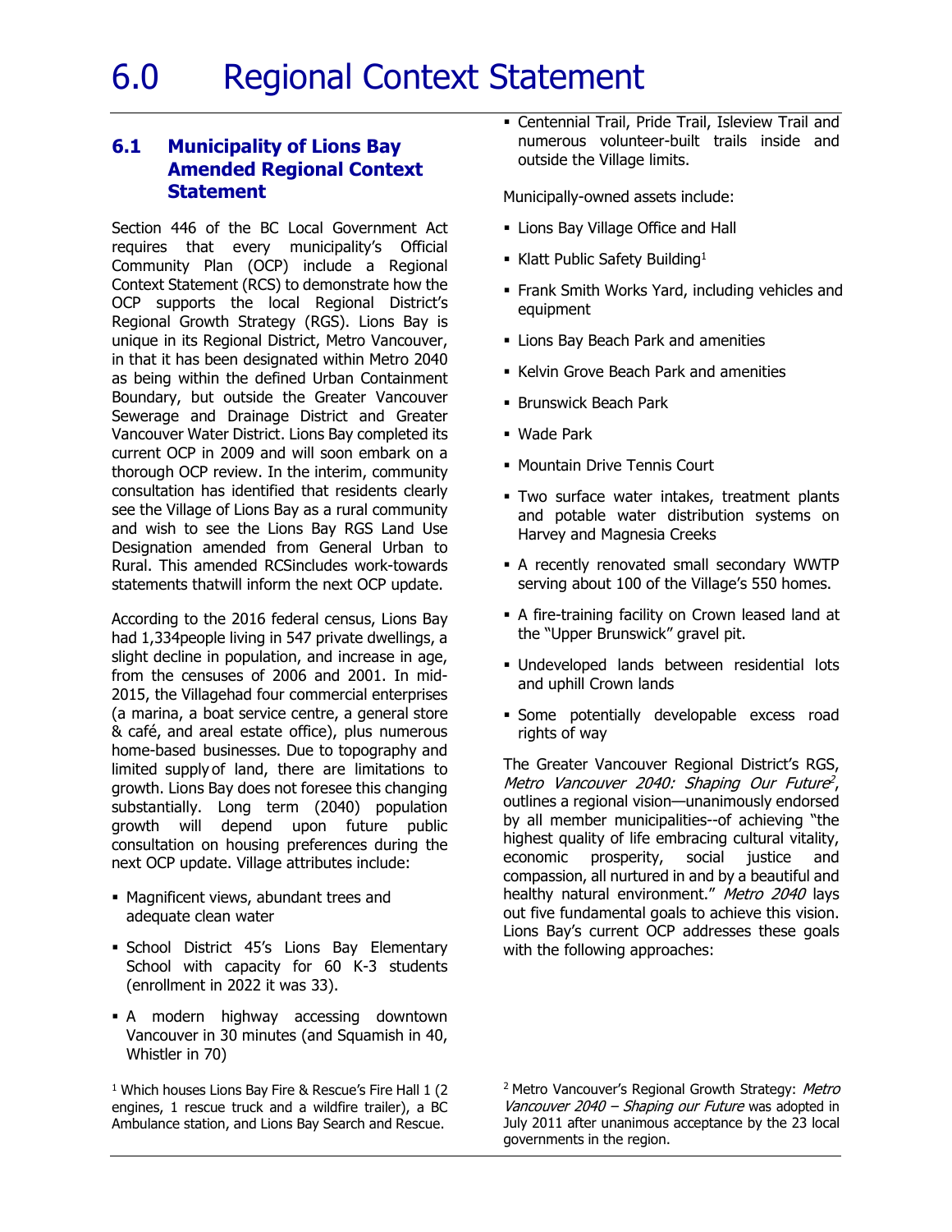# 6.0 Regional Context Statement

## 6.1 Municipality of Lions Bay Amended Regional Context Statement

Section 446 of the BC Local Government Act requires that every municipality's Official Community Plan (OCP) include a Regional Context Statement (RCS) to demonstrate how the OCP supports the local Regional District's Regional Growth Strategy (RGS). Lions Bay is unique in its Regional District, Metro Vancouver, in that it has been designated within Metro 2040 as being within the defined Urban Containment Boundary, but outside the Greater Vancouver Sewerage and Drainage District and Greater Vancouver Water District. Lions Bay completed its current OCP in 2009 and will soon embark on a thorough OCP review. In the interim, community consultation has identified that residents clearly see the Village of Lions Bay as a rural community and wish to see the Lions Bay RGS Land Use Designation amended from General Urban to Rural. This amended RCSincludes work-towards statements thatwill inform the next OCP update.

According to the 2016 federal census, Lions Bay had 1,334people living in 547 private dwellings, a slight decline in population, and increase in age, from the censuses of 2006 and 2001. In mid-2015, the Villagehad four commercial enterprises (a marina, a boat service centre, a general store & café, and areal estate office), plus numerous home-based businesses. Due to topography and limited supply of land, there are limitations to growth. Lions Bay does not foresee this changing substantially. Long term (2040) population growth will depend upon future public consultation on housing preferences during the next OCP update. Village attributes include:

- Magnificent views, abundant trees and adequate clean water
- School District 45's Lions Bay Elementary School with capacity for 60 K-3 students (enrollment in 2022 it was 33).
- A modern highway accessing downtown Vancouver in 30 minutes (and Squamish in 40, Whistler in 70)
- Centennial Trail, Pride Trail, Isleview Trail and numerous volunteer-built trails inside and outside the Village limits.

Municipally-owned assets include:

- Lions Bay Village Office and Hall
- Klatt Public Safety Building[1]
- Frank Smith Works Yard, including vehicles and equipment
- Lions Bay Beach Park and amenities
- Kelvin Grove Beach Park and amenities
- Brunswick Beach Park
- Wade Park
- Mountain Drive Tennis Court
- Two surface water intakes, treatment plants and potable water distribution systems on Harvey and Magnesia Creeks
- A recently renovated small secondary WWTP serving about 100 of the Village's 550 homes.
- A fire-training facility on Crown leased land at the "Upper Brunswick" gravel pit.
- Undeveloped lands between residential lots and uphill Crown lands
- Some potentially developable excess road rights of way

The Greater Vancouver Regional District's RGS, *Metro Vancouver 2040: Shaping Our Future*[2], outlines a regional vision—unanimously endorsed by all member municipalities--of achieving "the highest quality of life embracing cultural vitality, economic prosperity, social justice and compassion, all nurtured in and by a beautiful and healthy natural environment." *Metro 2040* lays out five fundamental goals to achieve this vision. Lions Bay's current OCP addresses these goals with the following approaches:

[1] Which houses Lions Bay Fire & Rescue's Fire Hall 1 (2 engines, 1 rescue truck and a wildfire trailer), a BC Ambulance station, and Lions Bay Search and Rescue.

[2] Metro Vancouver's Regional Growth Strategy: *Metro Vancouver 2040 – Shaping our Future* was adopted in July 2011 after unanimous acceptance by the 23 local governments in the region.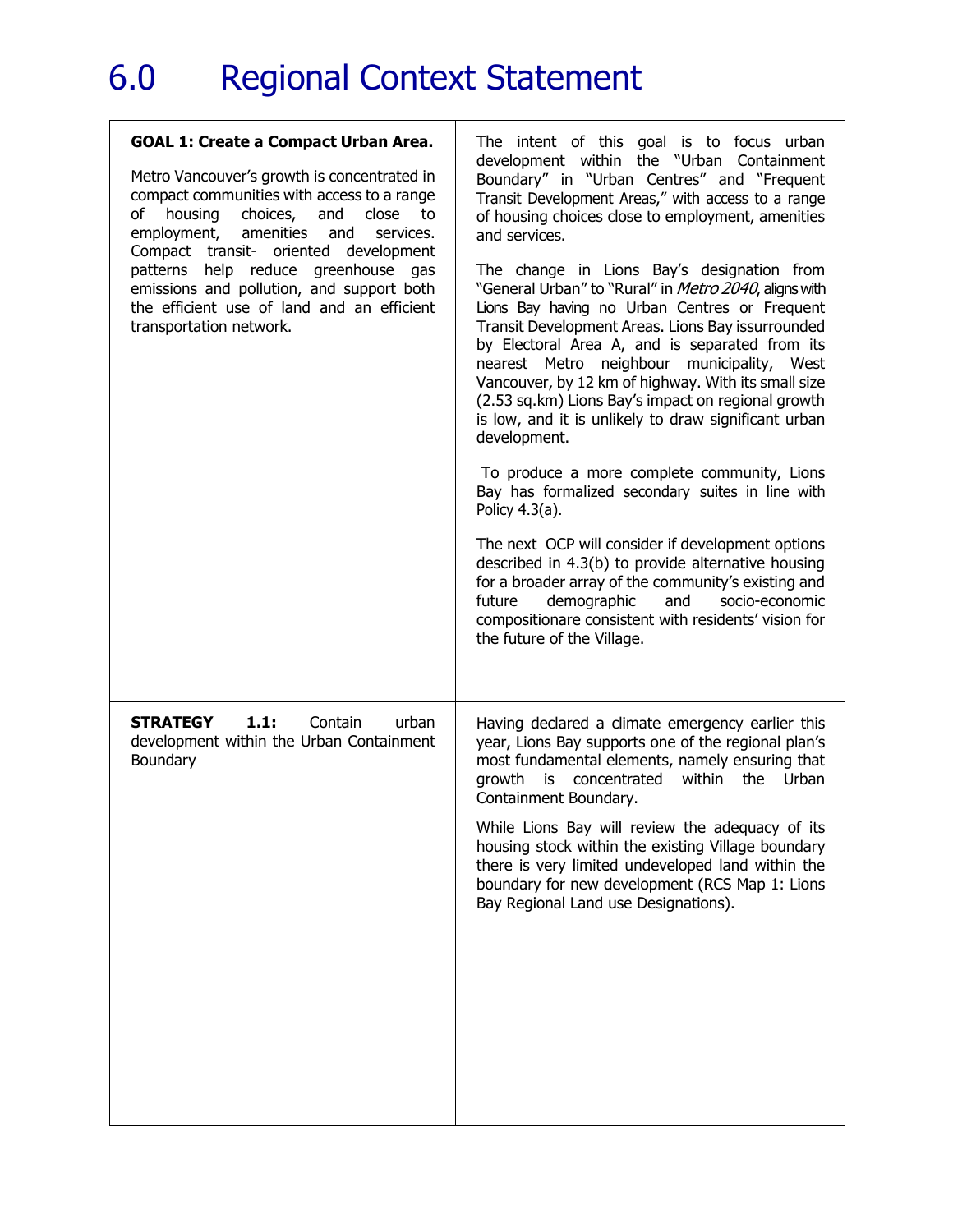# 6.0 Regional Context Statement

| | |
|---|---|
| **GOAL 1: Create a Compact Urban Area.**<br><br>Metro Vancouver's growth is concentrated in compact communities with access to a range of housing choices, and close to employment, amenities and services. Compact transit- oriented development patterns help reduce greenhouse gas emissions and pollution, and support both the efficient use of land and an efficient transportation network. | The intent of this goal is to focus urban development within the "Urban Containment Boundary" in "Urban Centres" and "Frequent Transit Development Areas," with access to a range of housing choices close to employment, amenities and services.<br><br>The change in Lions Bay's designation from "General Urban" to "Rural" in *Metro 2040*, aligns with Lions Bay having no Urban Centres or Frequent Transit Development Areas. Lions Bay issurrounded by Electoral Area A, and is separated from its nearest Metro neighbour municipality, West Vancouver, by 12 km of highway. With its small size (2.53 sq.km) Lions Bay's impact on regional growth is low, and it is unlikely to draw significant urban development.<br><br>To produce a more complete community, Lions Bay has formalized secondary suites in line with Policy 4.3(a).<br><br>The next OCP will consider if development options described in 4.3(b) to provide alternative housing for a broader array of the community's existing and future demographic and socio-economic compositionare consistent with residents' vision for the future of the Village. |
| **STRATEGY 1.1:** Contain urban development within the Urban Containment Boundary | Having declared a climate emergency earlier this year, Lions Bay supports one of the regional plan's most fundamental elements, namely ensuring that growth is concentrated within the Urban Containment Boundary.<br><br>While Lions Bay will review the adequacy of its housing stock within the existing Village boundary there is very limited undeveloped land within the boundary for new development (RCS Map 1: Lions Bay Regional Land use Designations). |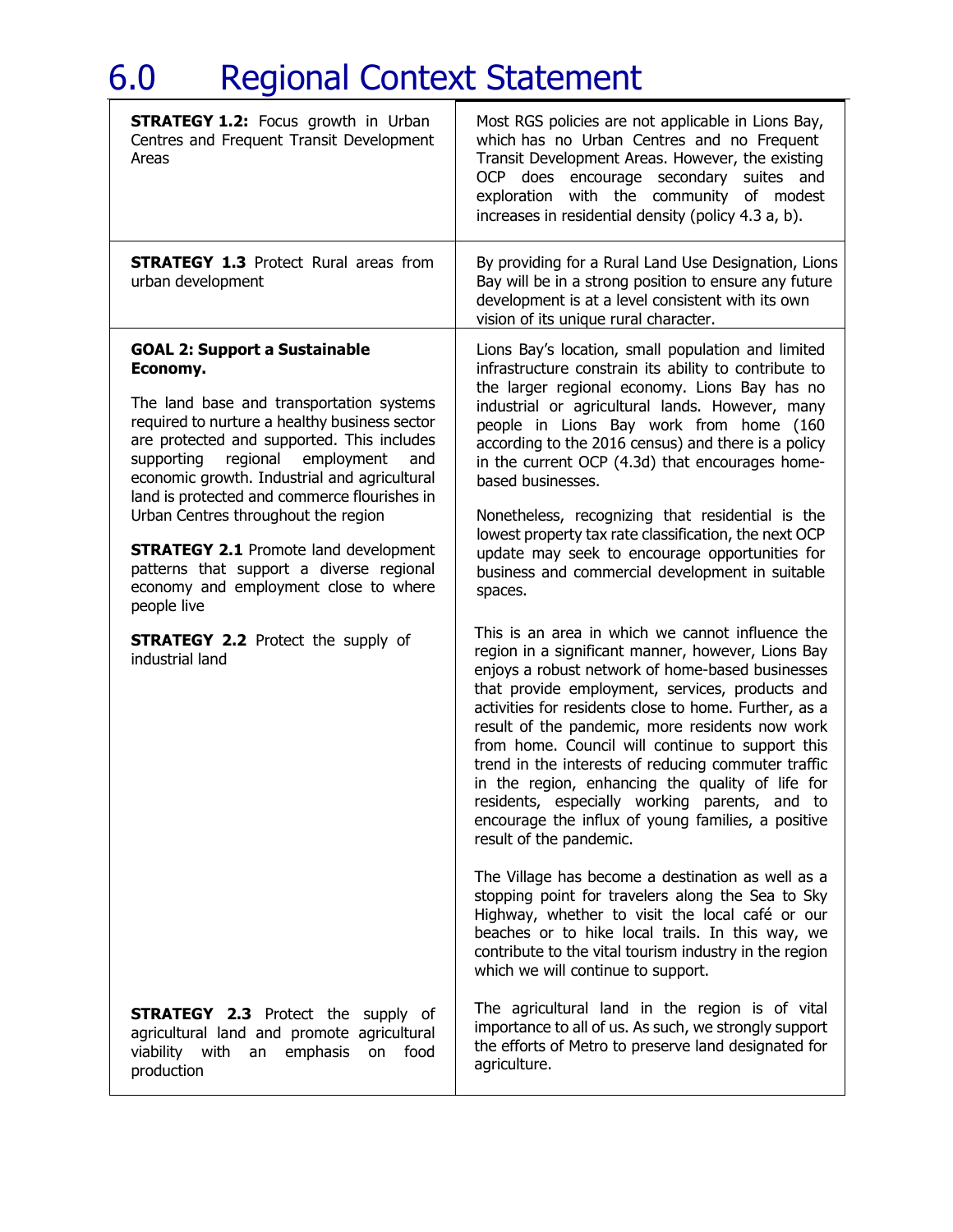# 6.0 Regional Context Statement

| | |
|---|---|
| **STRATEGY 1.2:** Focus growth in Urban Centres and Frequent Transit Development Areas | Most RGS policies are not applicable in Lions Bay, which has no Urban Centres and no Frequent Transit Development Areas. However, the existing OCP does encourage secondary suites and exploration with the community of modest increases in residential density (policy 4.3 a, b). |
| **STRATEGY 1.3** Protect Rural areas from urban development | By providing for a Rural Land Use Designation, Lions Bay will be in a strong position to ensure any future development is at a level consistent with its own vision of its unique rural character. |
| **GOAL 2: Support a Sustainable Economy.**<br><br>The land base and transportation systems required to nurture a healthy business sector are protected and supported. This includes supporting regional employment and economic growth. Industrial and agricultural land is protected and commerce flourishes in Urban Centres throughout the region<br><br>**STRATEGY 2.1** Promote land development patterns that support a diverse regional economy and employment close to where people live | Lions Bay's location, small population and limited infrastructure constrain its ability to contribute to the larger regional economy. Lions Bay has no industrial or agricultural lands. However, many people in Lions Bay work from home (160 according to the 2016 census) and there is a policy in the current OCP (4.3d) that encourages home-based businesses.<br><br>Nonetheless, recognizing that residential is the lowest property tax rate classification, the next OCP update may seek to encourage opportunities for business and commercial development in suitable spaces. |
| **STRATEGY 2.2** Protect the supply of industrial land | This is an area in which we cannot influence the region in a significant manner, however, Lions Bay enjoys a robust network of home-based businesses that provide employment, services, products and activities for residents close to home. Further, as a result of the pandemic, more residents now work from home. Council will continue to support this trend in the interests of reducing commuter traffic in the region, enhancing the quality of life for residents, especially working parents, and to encourage the influx of young families, a positive result of the pandemic.<br><br>The Village has become a destination as well as a stopping point for travelers along the Sea to Sky Highway, whether to visit the local café or our beaches or to hike local trails. In this way, we contribute to the vital tourism industry in the region which we will continue to support. |
| **STRATEGY 2.3** Protect the supply of agricultural land and promote agricultural viability with an emphasis on food production | The agricultural land in the region is of vital importance to all of us. As such, we strongly support the efforts of Metro to preserve land designated for agriculture. |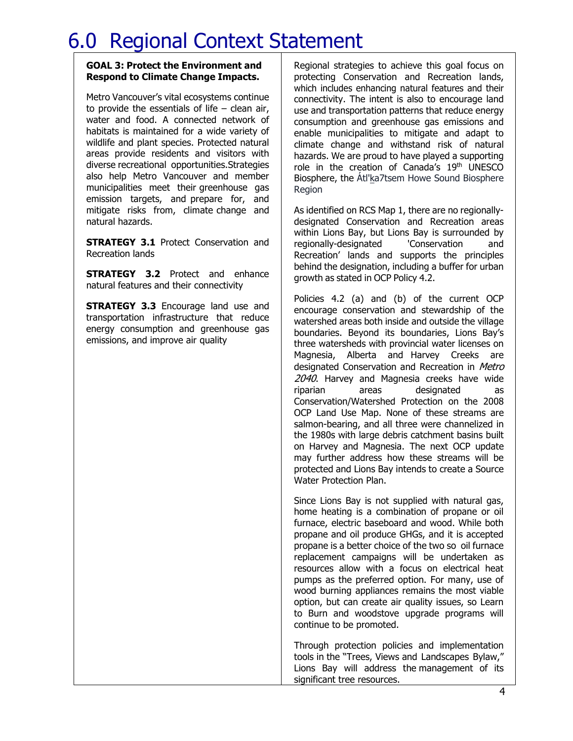# 6.0 Regional Context Statement

**GOAL 3: Protect the Environment and Respond to Climate Change Impacts.**

Metro Vancouver's vital ecosystems continue to provide the essentials of life – clean air, water and food. A connected network of habitats is maintained for a wide variety of wildlife and plant species. Protected natural areas provide residents and visitors with diverse recreational opportunities.Strategies also help Metro Vancouver and member municipalities meet their greenhouse gas emission targets, and prepare for, and mitigate risks from, climate change and natural hazards.

**STRATEGY 3.1** Protect Conservation and Recreation lands

**STRATEGY 3.2** Protect and enhance natural features and their connectivity

**STRATEGY 3.3** Encourage land use and transportation infrastructure that reduce energy consumption and greenhouse gas emissions, and improve air quality

Regional strategies to achieve this goal focus on protecting Conservation and Recreation lands, which includes enhancing natural features and their connectivity. The intent is also to encourage land use and transportation patterns that reduce energy consumption and greenhouse gas emissions and enable municipalities to mitigate and adapt to climate change and withstand risk of natural hazards. We are proud to have played a supporting role in the creation of Canada's 19th UNESCO Biosphere, the Átl'ḵa7tsem Howe Sound Biosphere Region

As identified on RCS Map 1, there are no regionally-designated Conservation and Recreation areas within Lions Bay, but Lions Bay is surrounded by regionally-designated 'Conservation and Recreation' lands and supports the principles behind the designation, including a buffer for urban growth as stated in OCP Policy 4.2.

Policies 4.2 (a) and (b) of the current OCP encourage conservation and stewardship of the watershed areas both inside and outside the village boundaries. Beyond its boundaries, Lions Bay's three watersheds with provincial water licenses on Magnesia, Alberta and Harvey Creeks are designated Conservation and Recreation in *Metro 2040*. Harvey and Magnesia creeks have wide riparian areas designated as Conservation/Watershed Protection on the 2008 OCP Land Use Map. None of these streams are salmon-bearing, and all three were channelized in the 1980s with large debris catchment basins built on Harvey and Magnesia. The next OCP update may further address how these streams will be protected and Lions Bay intends to create a Source Water Protection Plan.

Since Lions Bay is not supplied with natural gas, home heating is a combination of propane or oil furnace, electric baseboard and wood. While both propane and oil produce GHGs, and it is accepted propane is a better choice of the two so oil furnace replacement campaigns will be undertaken as resources allow with a focus on electrical heat pumps as the preferred option. For many, use of wood burning appliances remains the most viable option, but can create air quality issues, so Learn to Burn and woodstove upgrade programs will continue to be promoted.

Through protection policies and implementation tools in the "Trees, Views and Landscapes Bylaw," Lions Bay will address the management of its significant tree resources.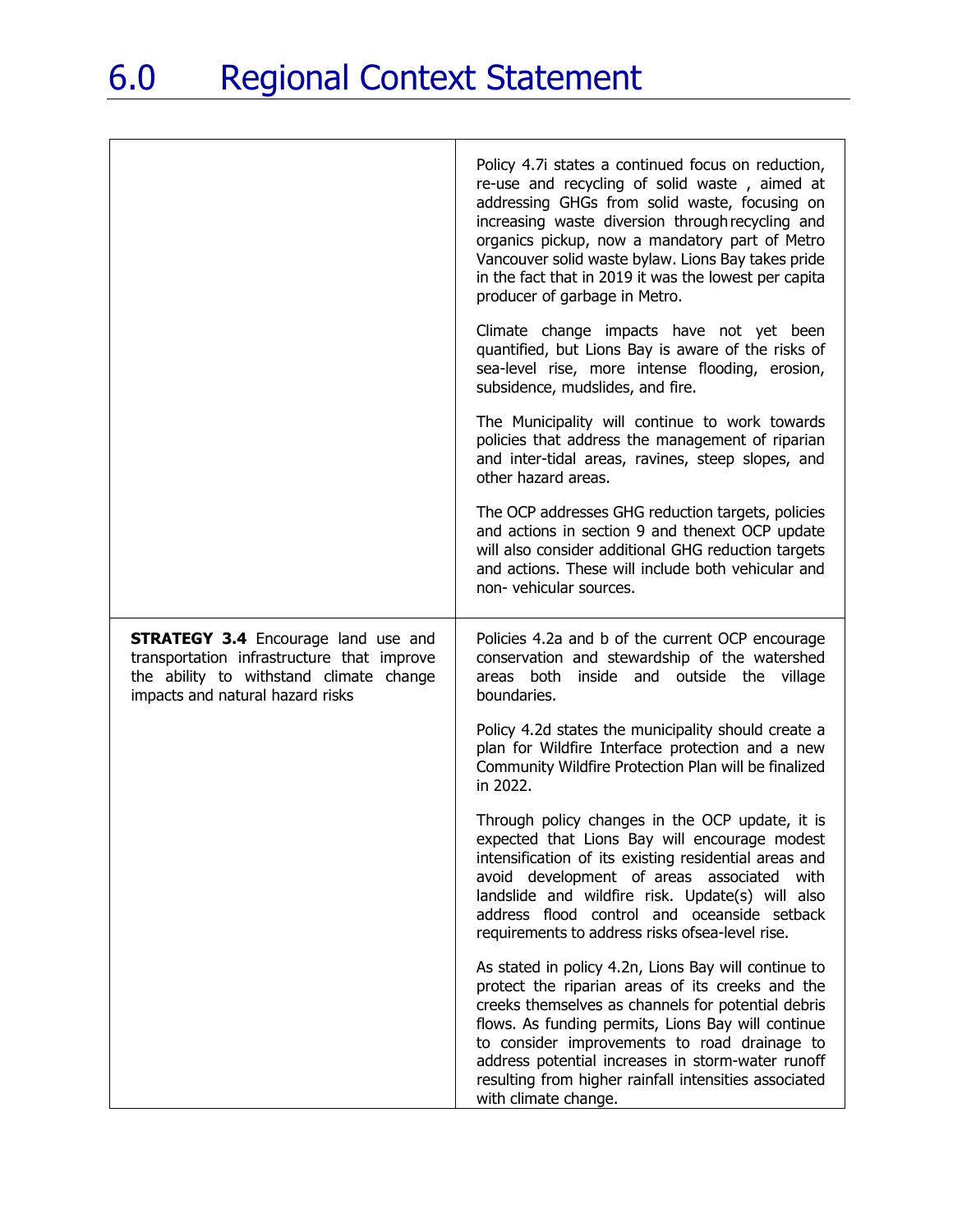# 6.0 Regional Context Statement

| | |
|---|---|
| | Policy 4.7i states a continued focus on reduction, re-use and recycling of solid waste , aimed at addressing GHGs from solid waste, focusing on increasing waste diversion through recycling and organics pickup, now a mandatory part of Metro Vancouver solid waste bylaw. Lions Bay takes pride in the fact that in 2019 it was the lowest per capita producer of garbage in Metro.<br><br>Climate change impacts have not yet been quantified, but Lions Bay is aware of the risks of sea-level rise, more intense flooding, erosion, subsidence, mudslides, and fire.<br><br>The Municipality will continue to work towards policies that address the management of riparian and inter-tidal areas, ravines, steep slopes, and other hazard areas.<br><br>The OCP addresses GHG reduction targets, policies and actions in section 9 and thenext OCP update will also consider additional GHG reduction targets and actions. These will include both vehicular and non- vehicular sources. |
| **STRATEGY 3.4** Encourage land use and transportation infrastructure that improve the ability to withstand climate change impacts and natural hazard risks | Policies 4.2a and b of the current OCP encourage conservation and stewardship of the watershed areas both inside and outside the village boundaries.<br><br>Policy 4.2d states the municipality should create a plan for Wildfire Interface protection and a new Community Wildfire Protection Plan will be finalized in 2022.<br><br>Through policy changes in the OCP update, it is expected that Lions Bay will encourage modest intensification of its existing residential areas and avoid development of areas associated with landslide and wildfire risk. Update(s) will also address flood control and oceanside setback requirements to address risks ofsea-level rise.<br><br>As stated in policy 4.2n, Lions Bay will continue to protect the riparian areas of its creeks and the creeks themselves as channels for potential debris flows. As funding permits, Lions Bay will continue to consider improvements to road drainage to address potential increases in storm-water runoff resulting from higher rainfall intensities associated with climate change. |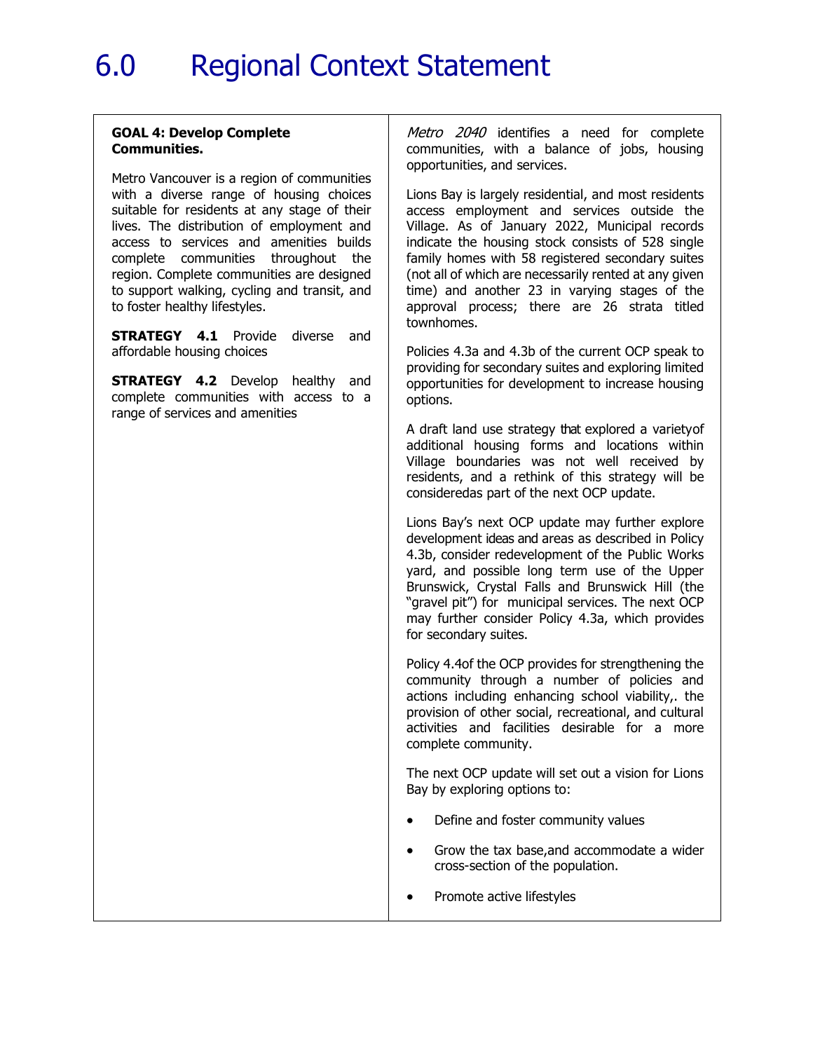# 6.0 Regional Context Statement

| **GOAL 4: Develop Complete Communities.**<br><br>Metro Vancouver is a region of communities with a diverse range of housing choices suitable for residents at any stage of their lives. The distribution of employment and access to services and amenities builds complete communities throughout the region. Complete communities are designed to support walking, cycling and transit, and to foster healthy lifestyles.<br><br>**STRATEGY 4.1** Provide diverse and affordable housing choices<br><br>**STRATEGY 4.2** Develop healthy and complete communities with access to a range of services and amenities | *Metro 2040* identifies a need for complete communities, with a balance of jobs, housing opportunities, and services.<br><br>Lions Bay is largely residential, and most residents access employment and services outside the Village. As of January 2022, Municipal records indicate the housing stock consists of 528 single family homes with 58 registered secondary suites (not all of which are necessarily rented at any given time) and another 23 in varying stages of the approval process; there are 26 strata titled townhomes.<br><br>Policies 4.3a and 4.3b of the current OCP speak to providing for secondary suites and exploring limited opportunities for development to increase housing options.<br><br>A draft land use strategy that explored a varietyof additional housing forms and locations within Village boundaries was not well received by residents, and a rethink of this strategy will be consideredas part of the next OCP update.<br><br>Lions Bay's next OCP update may further explore development ideas and areas as described in Policy 4.3b, consider redevelopment of the Public Works yard, and possible long term use of the Upper Brunswick, Crystal Falls and Brunswick Hill (the "gravel pit") for municipal services. The next OCP may further consider Policy 4.3a, which provides for secondary suites.<br><br>Policy 4.4of the OCP provides for strengthening the community through a number of policies and actions including enhancing school viability,. the provision of other social, recreational, and cultural activities and facilities desirable for a more complete community.<br><br>The next OCP update will set out a vision for Lions Bay by exploring options to:<br><br>• Define and foster community values<br>• Grow the tax base,and accommodate a wider cross-section of the population.<br>• Promote active lifestyles |
|---|---|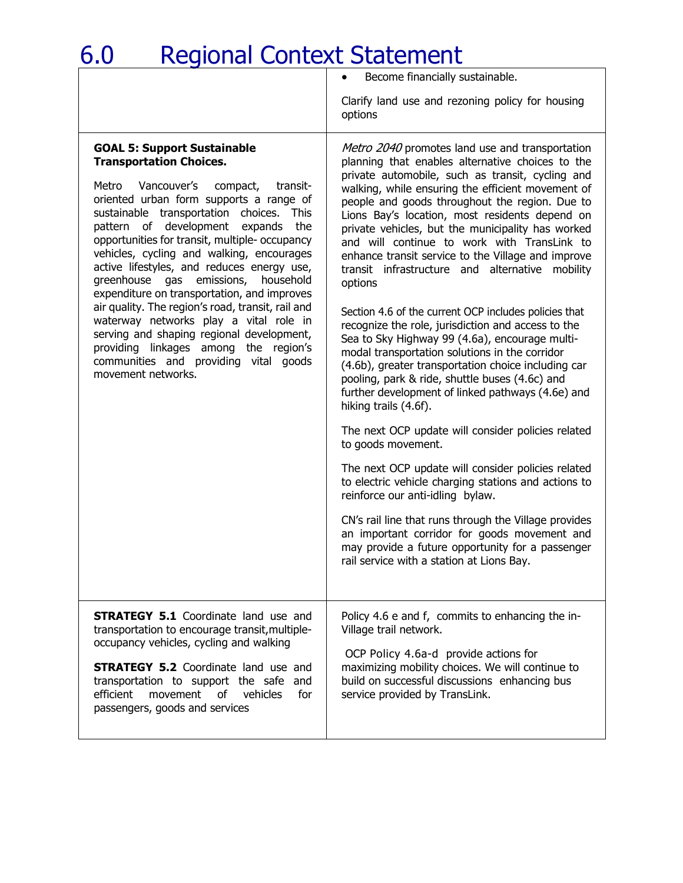# 6.0 Regional Context Statement

| | |
|---|---|
| | • Become financially sustainable.<br><br>Clarify land use and rezoning policy for housing options |
| **GOAL 5: Support Sustainable Transportation Choices.**<br><br>Metro Vancouver's compact, transit-oriented urban form supports a range of sustainable transportation choices. This pattern of development expands the opportunities for transit, multiple- occupancy vehicles, cycling and walking, encourages active lifestyles, and reduces energy use, greenhouse gas emissions, household expenditure on transportation, and improves air quality. The region's road, transit, rail and waterway networks play a vital role in serving and shaping regional development, providing linkages among the region's communities and providing vital goods movement networks. | *Metro 2040* promotes land use and transportation planning that enables alternative choices to the private automobile, such as transit, cycling and walking, while ensuring the efficient movement of people and goods throughout the region. Due to Lions Bay's location, most residents depend on private vehicles, but the municipality has worked and will continue to work with TransLink to enhance transit service to the Village and improve transit infrastructure and alternative mobility options<br><br>Section 4.6 of the current OCP includes policies that recognize the role, jurisdiction and access to the Sea to Sky Highway 99 (4.6a), encourage multi-modal transportation solutions in the corridor (4.6b), greater transportation choice including car pooling, park & ride, shuttle buses (4.6c) and further development of linked pathways (4.6e) and hiking trails (4.6f).<br><br>The next OCP update will consider policies related to goods movement.<br><br>The next OCP update will consider policies related to electric vehicle charging stations and actions to reinforce our anti-idling bylaw.<br><br>CN's rail line that runs through the Village provides an important corridor for goods movement and may provide a future opportunity for a passenger rail service with a station at Lions Bay. |
| **STRATEGY 5.1** Coordinate land use and transportation to encourage transit,multiple-occupancy vehicles, cycling and walking<br><br>**STRATEGY 5.2** Coordinate land use and transportation to support the safe and efficient movement of vehicles for passengers, goods and services | Policy 4.6 e and f, commits to enhancing the in-Village trail network.<br><br>OCP Policy 4.6a-d provide actions for maximizing mobility choices. We will continue to build on successful discussions enhancing bus service provided by TransLink. |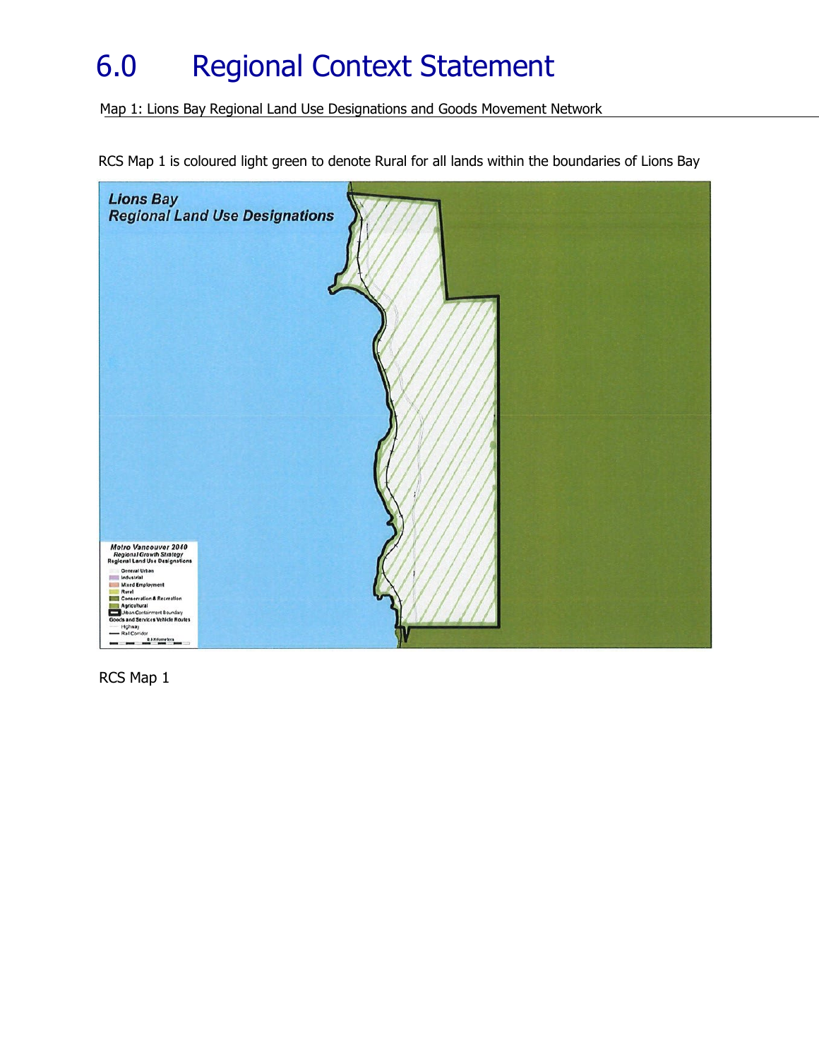# 6.0 Regional Context Statement

Map 1: Lions Bay Regional Land Use Designations and Goods Movement Network

RCS Map 1 is coloured light green to denote Rural for all lands within the boundaries of Lions Bay

RCS Map 1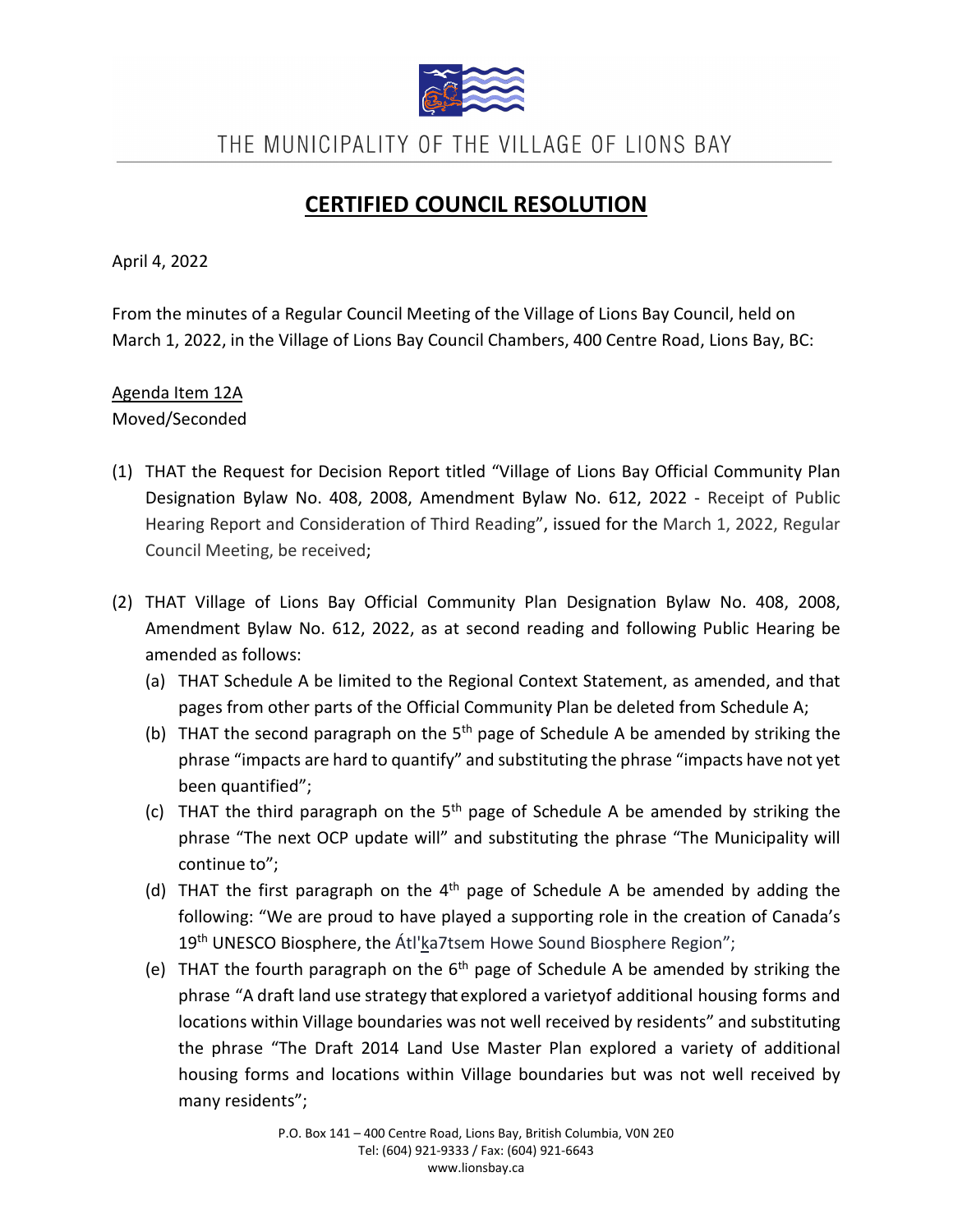THE MUNICIPALITY OF THE VILLAGE OF LIONS BAY

# CERTIFIED COUNCIL RESOLUTION

April 4, 2022

From the minutes of a Regular Council Meeting of the Village of Lions Bay Council, held on March 1, 2022, in the Village of Lions Bay Council Chambers, 400 Centre Road, Lions Bay, BC:

Agenda Item 12A
Moved/Seconded

(1) THAT the Request for Decision Report titled "Village of Lions Bay Official Community Plan Designation Bylaw No. 408, 2008, Amendment Bylaw No. 612, 2022 - Receipt of Public Hearing Report and Consideration of Third Reading", issued for the March 1, 2022, Regular Council Meeting, be received;

(2) THAT Village of Lions Bay Official Community Plan Designation Bylaw No. 408, 2008, Amendment Bylaw No. 612, 2022, as at second reading and following Public Hearing be amended as follows:
   (a) THAT Schedule A be limited to the Regional Context Statement, as amended, and that pages from other parts of the Official Community Plan be deleted from Schedule A;
   (b) THAT the second paragraph on the 5th page of Schedule A be amended by striking the phrase "impacts are hard to quantify" and substituting the phrase "impacts have not yet been quantified";
   (c) THAT the third paragraph on the 5th page of Schedule A be amended by striking the phrase "The next OCP update will" and substituting the phrase "The Municipality will continue to";
   (d) THAT the first paragraph on the 4th page of Schedule A be amended by adding the following: "We are proud to have played a supporting role in the creation of Canada's 19th UNESCO Biosphere, the Átl'ka7tsem Howe Sound Biosphere Region";
   (e) THAT the fourth paragraph on the 6th page of Schedule A be amended by striking the phrase "A draft land use strategy that explored a varietyof additional housing forms and locations within Village boundaries was not well received by residents" and substituting the phrase "The Draft 2014 Land Use Master Plan explored a variety of additional housing forms and locations within Village boundaries but was not well received by many residents";

P.O. Box 141 – 400 Centre Road, Lions Bay, British Columbia, V0N 2E0
Tel: (604) 921-9333 / Fax: (604) 921-6643
www.lionsbay.ca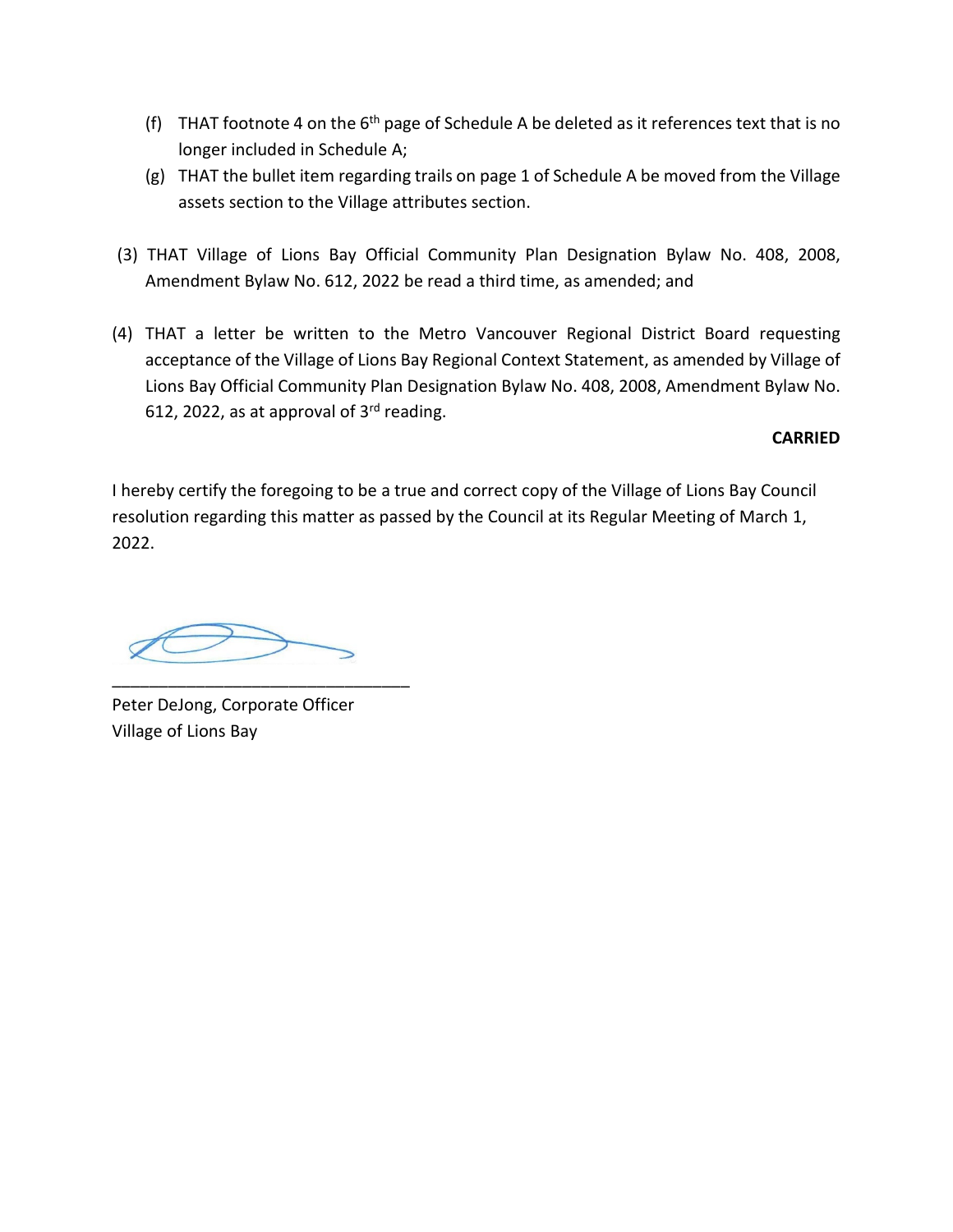(f) THAT footnote 4 on the 6th page of Schedule A be deleted as it references text that is no longer included in Schedule A;

(g) THAT the bullet item regarding trails on page 1 of Schedule A be moved from the Village assets section to the Village attributes section.

(3) THAT Village of Lions Bay Official Community Plan Designation Bylaw No. 408, 2008, Amendment Bylaw No. 612, 2022 be read a third time, as amended; and

(4) THAT a letter be written to the Metro Vancouver Regional District Board requesting acceptance of the Village of Lions Bay Regional Context Statement, as amended by Village of Lions Bay Official Community Plan Designation Bylaw No. 408, 2008, Amendment Bylaw No. 612, 2022, as at approval of 3rd reading.

**CARRIED**

I hereby certify the foregoing to be a true and correct copy of the Village of Lions Bay Council resolution regarding this matter as passed by the Council at its Regular Meeting of March 1, 2022.

_________________________________

Peter DeJong, Corporate Officer
Village of Lions Bay